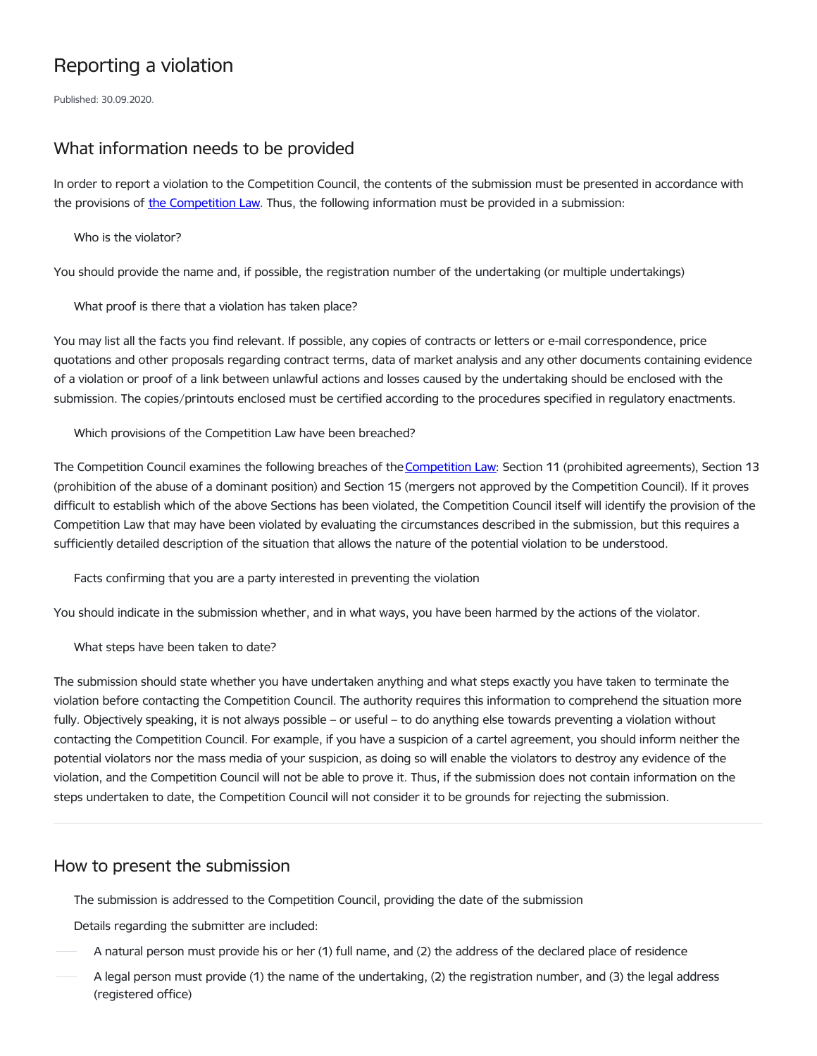# Reporting a violation

Published: 30.09.2020.

## What information needs to be provided

In order to report a violation to the Competition Council, the contents of the submission must be presented in accordance with the provisions of [the Competition Law](). Thus, the following information must be provided in a submission:

### Who is the violator?

You should provide the name and, if possible, the registration number of the undertaking (or multiple undertakings)

### What proof is there that a violation has taken place?

You may list all the facts you find relevant. If possible, any copies of contracts or letters or e-mail correspondence, price quotations and other proposals regarding contract terms, data of market analysis and any other documents containing evidence of a violation or proof of a link between unlawful actions and losses caused by the undertaking should be enclosed with the submission. The copies/printouts enclosed must be certified according to the procedures specified in regulatory enactments.

### Which provisions of the Competition Law have been breached?

The Competition Council examines the following breaches of the [Competition Law](): Section 11 (prohibited agreements), Section 13 (prohibition of the abuse of a dominant position) and Section 15 (mergers not approved by the Competition Council). If it proves difficult to establish which of the above Sections has been violated, the Competition Council itself will identify the provision of the Competition Law that may have been violated by evaluating the circumstances described in the submission, but this requires a sufficiently detailed description of the situation that allows the nature of the potential violation to be understood.

### Facts confirming that you are a party interested in preventing the violation

You should indicate in the submission whether, and in what ways, you have been harmed by the actions of the violator.

### What steps have been taken to date?

The submission should state whether you have undertaken anything and what steps exactly you have taken to terminate the violation before contacting the Competition Council. The authority requires this information to comprehend the situation more fully. Objectively speaking, it is not always possible – or useful – to do anything else towards preventing a violation without contacting the Competition Council. For example, if you have a suspicion of a cartel agreement, you should inform neither the potential violators nor the mass media of your suspicion, as doing so will enable the violators to destroy any evidence of the violation, and the Competition Council will not be able to prove it. Thus, if the submission does not contain information on the steps undertaken to date, the Competition Council will not consider it to be grounds for rejecting the submission.

---

## How to present the submission

The submission is addressed to the Competition Council, providing the date of the submission

Details regarding the submitter are included:

- A natural person must provide his or her (1) full name, and (2) the address of the declared place of residence
- A legal person must provide (1) the name of the undertaking, (2) the registration number, and (3) the legal address (registered office)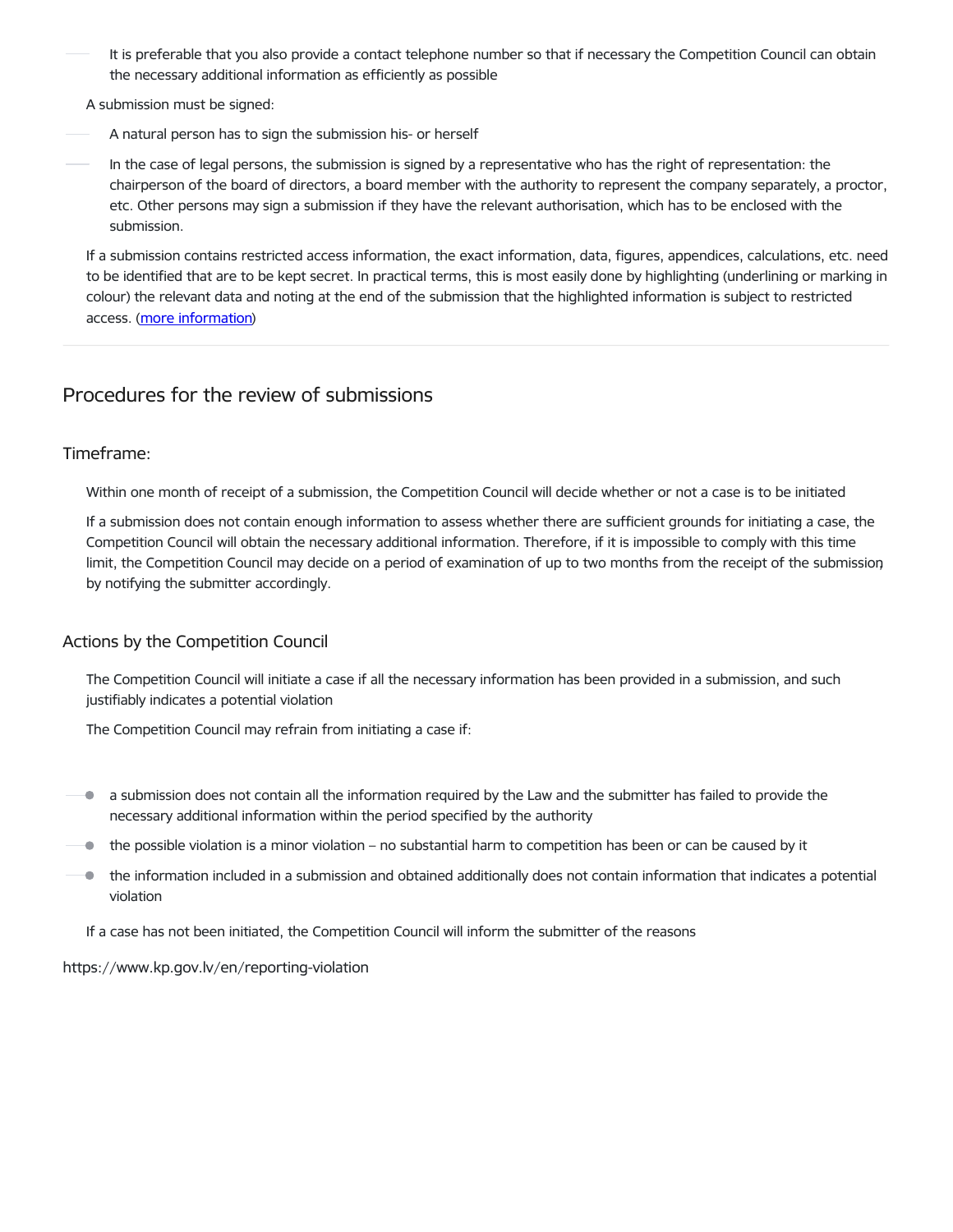- It is preferable that you also provide a contact telephone number so that if necessary the Competition Council can obtain the necessary additional information as efficiently as possible

A submission must be signed:

- A natural person has to sign the submission his- or herself
- In the case of legal persons, the submission is signed by a representative who has the right of representation: the chairperson of the board of directors, a board member with the authority to represent the company separately, a proctor, etc. Other persons may sign a submission if they have the relevant authorisation, which has to be enclosed with the submission.

If a submission contains restricted access information, the exact information, data, figures, appendices, calculations, etc. need to be identified that are to be kept secret. In practical terms, this is most easily done by highlighting (underlining or marking in colour) the relevant data and noting at the end of the submission that the highlighted information is subject to restricted access. (more information)

---

## Procedures for the review of submissions

### Timeframe:

Within one month of receipt of a submission, the Competition Council will decide whether or not a case is to be initiated

If a submission does not contain enough information to assess whether there are sufficient grounds for initiating a case, the Competition Council will obtain the necessary additional information. Therefore, if it is impossible to comply with this time limit, the Competition Council may decide on a period of examination of up to two months from the receipt of the submission, by notifying the submitter accordingly.

### Actions by the Competition Council

The Competition Council will initiate a case if all the necessary information has been provided in a submission, and such justifiably indicates a potential violation

The Competition Council may refrain from initiating a case if:

- a submission does not contain all the information required by the Law and the submitter has failed to provide the necessary additional information within the period specified by the authority
- the possible violation is a minor violation – no substantial harm to competition has been or can be caused by it
- the information included in a submission and obtained additionally does not contain information that indicates a potential violation

If a case has not been initiated, the Competition Council will inform the submitter of the reasons

https://www.kp.gov.lv/en/reporting-violation